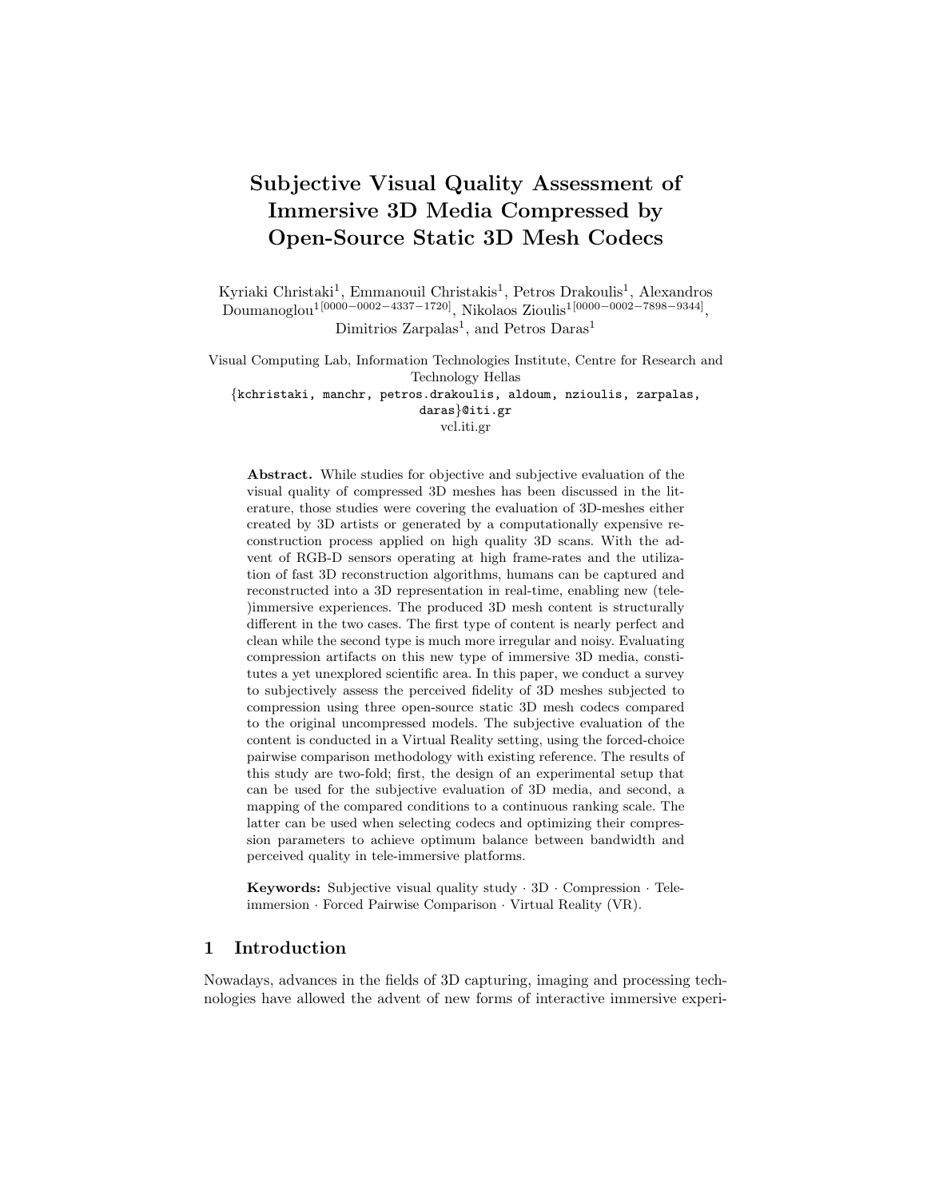# Subjective Visual Quality Assessment of Immersive 3D Media Compressed by Open-Source Static 3D Mesh Codecs

Kyriaki Christaki[1], Emmanouil Christakis[1], Petros Drakoulis[1], Alexandros Doumanoglou[1[0000−0002−4337−1720]], Nikolaos Zioulis[1[0000−0002−7898−9344]], Dimitrios Zarpalas[1], and Petros Daras[1]

Visual Computing Lab, Information Technologies Institute, Centre for Research and Technology Hellas
{kchristaki, manchr, petros.drakoulis, aldoum, nzioulis, zarpalas, daras}@iti.gr
vcl.iti.gr

**Abstract.** While studies for objective and subjective evaluation of the visual quality of compressed 3D meshes has been discussed in the literature, those studies were covering the evaluation of 3D-meshes either created by 3D artists or generated by a computationally expensive reconstruction process applied on high quality 3D scans. With the advent of RGB-D sensors operating at high frame-rates and the utilization of fast 3D reconstruction algorithms, humans can be captured and reconstructed into a 3D representation in real-time, enabling new (tele-)immersive experiences. The produced 3D mesh content is structurally different in the two cases. The first type of content is nearly perfect and clean while the second type is much more irregular and noisy. Evaluating compression artifacts on this new type of immersive 3D media, constitutes a yet unexplored scientific area. In this paper, we conduct a survey to subjectively assess the perceived fidelity of 3D meshes subjected to compression using three open-source static 3D mesh codecs compared to the original uncompressed models. The subjective evaluation of the content is conducted in a Virtual Reality setting, using the forced-choice pairwise comparison methodology with existing reference. The results of this study are two-fold; first, the design of an experimental setup that can be used for the subjective evaluation of 3D media, and second, a mapping of the compared conditions to a continuous ranking scale. The latter can be used when selecting codecs and optimizing their compression parameters to achieve optimum balance between bandwidth and perceived quality in tele-immersive platforms.

**Keywords:** Subjective visual quality study · 3D · Compression · Tele-immersion · Forced Pairwise Comparison · Virtual Reality (VR).

## 1 Introduction

Nowadays, advances in the fields of 3D capturing, imaging and processing technologies have allowed the advent of new forms of interactive immersive experi-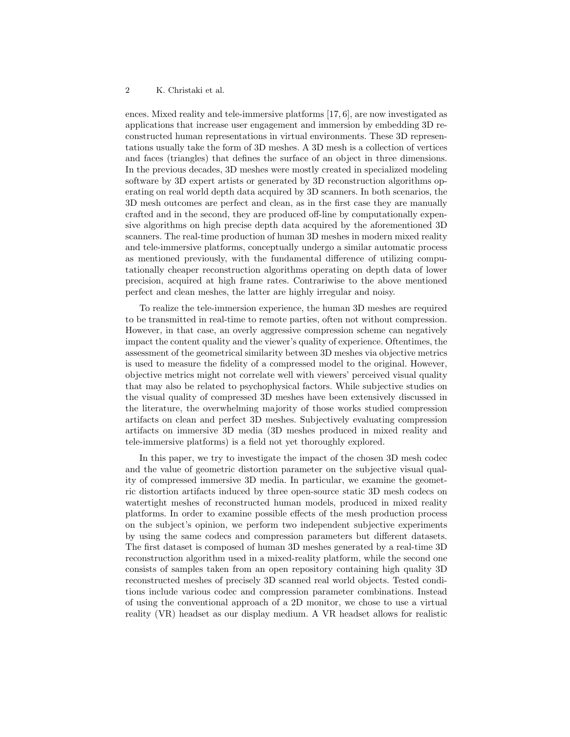ences. Mixed reality and tele-immersive platforms [17, 6], are now investigated as applications that increase user engagement and immersion by embedding 3D reconstructed human representations in virtual environments. These 3D representations usually take the form of 3D meshes. A 3D mesh is a collection of vertices and faces (triangles) that defines the surface of an object in three dimensions. In the previous decades, 3D meshes were mostly created in specialized modeling software by 3D expert artists or generated by 3D reconstruction algorithms operating on real world depth data acquired by 3D scanners. In both scenarios, the 3D mesh outcomes are perfect and clean, as in the first case they are manually crafted and in the second, they are produced off-line by computationally expensive algorithms on high precise depth data acquired by the aforementioned 3D scanners. The real-time production of human 3D meshes in modern mixed reality and tele-immersive platforms, conceptually undergo a similar automatic process as mentioned previously, with the fundamental difference of utilizing computationally cheaper reconstruction algorithms operating on depth data of lower precision, acquired at high frame rates. Contrariwise to the above mentioned perfect and clean meshes, the latter are highly irregular and noisy.

To realize the tele-immersion experience, the human 3D meshes are required to be transmitted in real-time to remote parties, often not without compression. However, in that case, an overly aggressive compression scheme can negatively impact the content quality and the viewer's quality of experience. Oftentimes, the assessment of the geometrical similarity between 3D meshes via objective metrics is used to measure the fidelity of a compressed model to the original. However, objective metrics might not correlate well with viewers' perceived visual quality that may also be related to psychophysical factors. While subjective studies on the visual quality of compressed 3D meshes have been extensively discussed in the literature, the overwhelming majority of those works studied compression artifacts on clean and perfect 3D meshes. Subjectively evaluating compression artifacts on immersive 3D media (3D meshes produced in mixed reality and tele-immersive platforms) is a field not yet thoroughly explored.

In this paper, we try to investigate the impact of the chosen 3D mesh codec and the value of geometric distortion parameter on the subjective visual quality of compressed immersive 3D media. In particular, we examine the geometric distortion artifacts induced by three open-source static 3D mesh codecs on watertight meshes of reconstructed human models, produced in mixed reality platforms. In order to examine possible effects of the mesh production process on the subject's opinion, we perform two independent subjective experiments by using the same codecs and compression parameters but different datasets. The first dataset is composed of human 3D meshes generated by a real-time 3D reconstruction algorithm used in a mixed-reality platform, while the second one consists of samples taken from an open repository containing high quality 3D reconstructed meshes of precisely 3D scanned real world objects. Tested conditions include various codec and compression parameter combinations. Instead of using the conventional approach of a 2D monitor, we chose to use a virtual reality (VR) headset as our display medium. A VR headset allows for realistic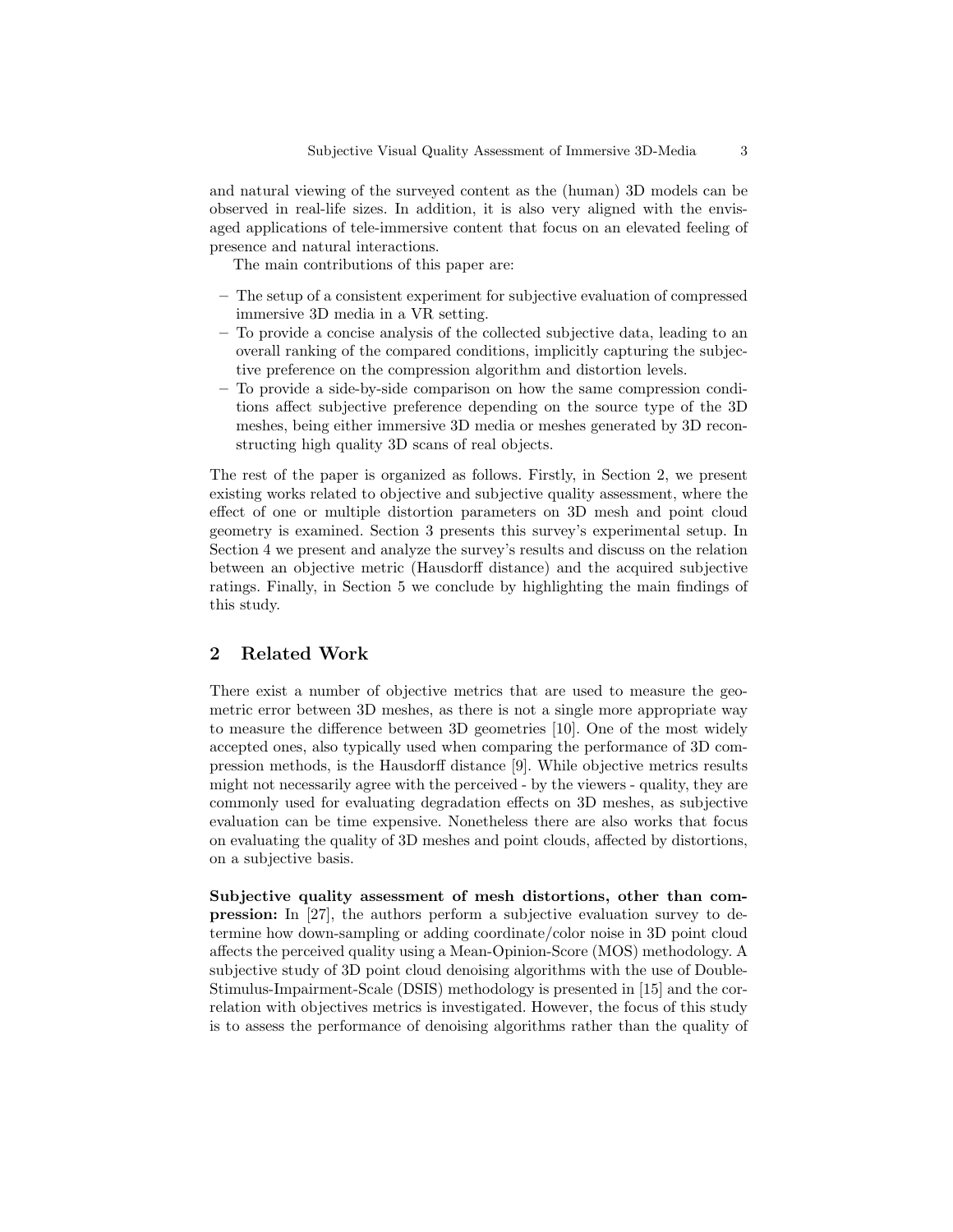and natural viewing of the surveyed content as the (human) 3D models can be observed in real-life sizes. In addition, it is also very aligned with the envisaged applications of tele-immersive content that focus on an elevated feeling of presence and natural interactions.

The main contributions of this paper are:

- The setup of a consistent experiment for subjective evaluation of compressed immersive 3D media in a VR setting.
- To provide a concise analysis of the collected subjective data, leading to an overall ranking of the compared conditions, implicitly capturing the subjective preference on the compression algorithm and distortion levels.
- To provide a side-by-side comparison on how the same compression conditions affect subjective preference depending on the source type of the 3D meshes, being either immersive 3D media or meshes generated by 3D reconstructing high quality 3D scans of real objects.

The rest of the paper is organized as follows. Firstly, in Section 2, we present existing works related to objective and subjective quality assessment, where the effect of one or multiple distortion parameters on 3D mesh and point cloud geometry is examined. Section 3 presents this survey's experimental setup. In Section 4 we present and analyze the survey's results and discuss on the relation between an objective metric (Hausdorff distance) and the acquired subjective ratings. Finally, in Section 5 we conclude by highlighting the main findings of this study.

## 2 Related Work

There exist a number of objective metrics that are used to measure the geometric error between 3D meshes, as there is not a single more appropriate way to measure the difference between 3D geometries [10]. One of the most widely accepted ones, also typically used when comparing the performance of 3D compression methods, is the Hausdorff distance [9]. While objective metrics results might not necessarily agree with the perceived - by the viewers - quality, they are commonly used for evaluating degradation effects on 3D meshes, as subjective evaluation can be time expensive. Nonetheless there are also works that focus on evaluating the quality of 3D meshes and point clouds, affected by distortions, on a subjective basis.

**Subjective quality assessment of mesh distortions, other than compression:** In [27], the authors perform a subjective evaluation survey to determine how down-sampling or adding coordinate/color noise in 3D point cloud affects the perceived quality using a Mean-Opinion-Score (MOS) methodology. A subjective study of 3D point cloud denoising algorithms with the use of Double-Stimulus-Impairment-Scale (DSIS) methodology is presented in [15] and the correlation with objectives metrics is investigated. However, the focus of this study is to assess the performance of denoising algorithms rather than the quality of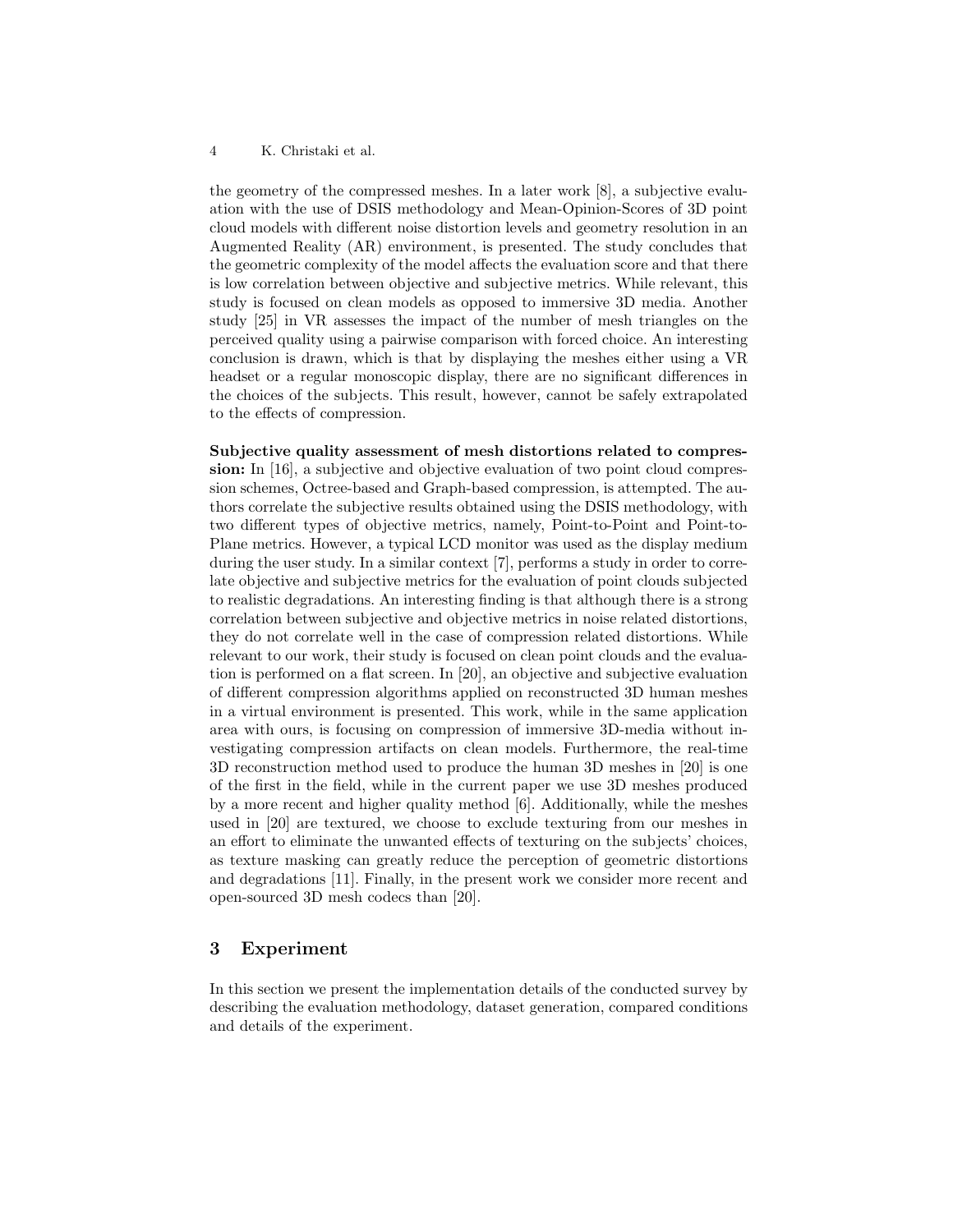the geometry of the compressed meshes. In a later work [8], a subjective evaluation with the use of DSIS methodology and Mean-Opinion-Scores of 3D point cloud models with different noise distortion levels and geometry resolution in an Augmented Reality (AR) environment, is presented. The study concludes that the geometric complexity of the model affects the evaluation score and that there is low correlation between objective and subjective metrics. While relevant, this study is focused on clean models as opposed to immersive 3D media. Another study [25] in VR assesses the impact of the number of mesh triangles on the perceived quality using a pairwise comparison with forced choice. An interesting conclusion is drawn, which is that by displaying the meshes either using a VR headset or a regular monoscopic display, there are no significant differences in the choices of the subjects. This result, however, cannot be safely extrapolated to the effects of compression.

**Subjective quality assessment of mesh distortions related to compression:** In [16], a subjective and objective evaluation of two point cloud compression schemes, Octree-based and Graph-based compression, is attempted. The authors correlate the subjective results obtained using the DSIS methodology, with two different types of objective metrics, namely, Point-to-Point and Point-to-Plane metrics. However, a typical LCD monitor was used as the display medium during the user study. In a similar context [7], performs a study in order to correlate objective and subjective metrics for the evaluation of point clouds subjected to realistic degradations. An interesting finding is that although there is a strong correlation between subjective and objective metrics in noise related distortions, they do not correlate well in the case of compression related distortions. While relevant to our work, their study is focused on clean point clouds and the evaluation is performed on a flat screen. In [20], an objective and subjective evaluation of different compression algorithms applied on reconstructed 3D human meshes in a virtual environment is presented. This work, while in the same application area with ours, is focusing on compression of immersive 3D-media without investigating compression artifacts on clean models. Furthermore, the real-time 3D reconstruction method used to produce the human 3D meshes in [20] is one of the first in the field, while in the current paper we use 3D meshes produced by a more recent and higher quality method [6]. Additionally, while the meshes used in [20] are textured, we choose to exclude texturing from our meshes in an effort to eliminate the unwanted effects of texturing on the subjects' choices, as texture masking can greatly reduce the perception of geometric distortions and degradations [11]. Finally, in the present work we consider more recent and open-sourced 3D mesh codecs than [20].

## 3 Experiment

In this section we present the implementation details of the conducted survey by describing the evaluation methodology, dataset generation, compared conditions and details of the experiment.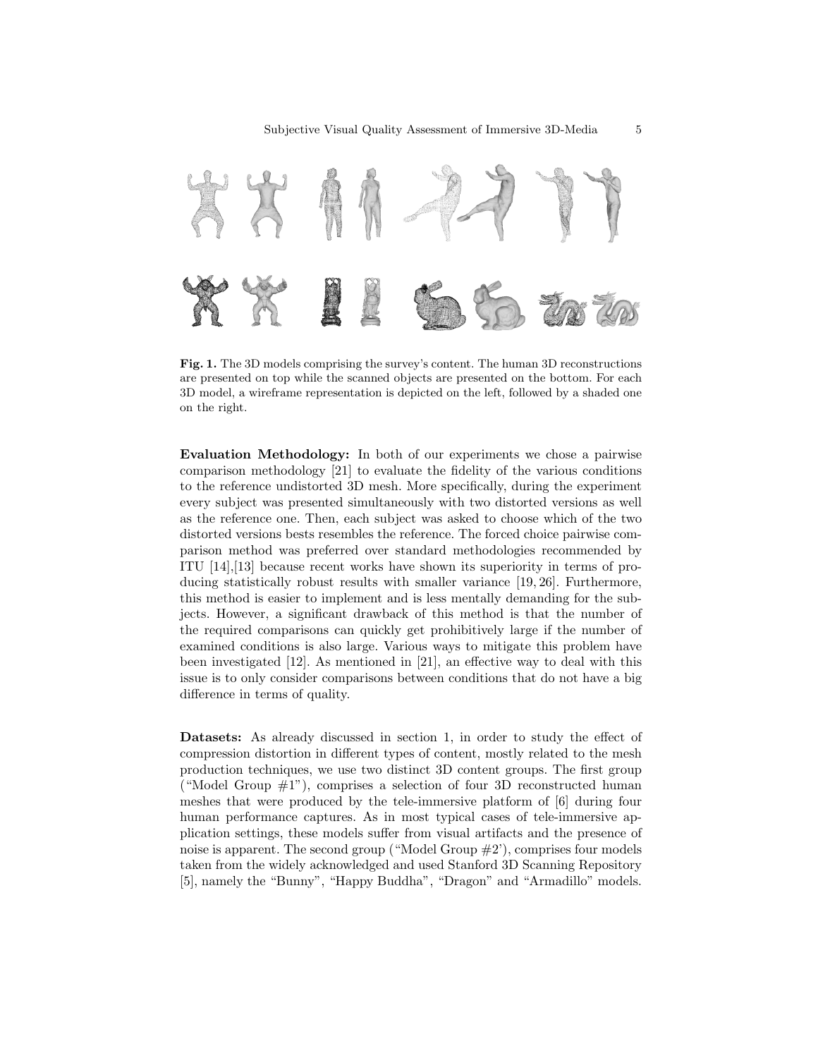**Fig. 1.** The 3D models comprising the survey's content. The human 3D reconstructions are presented on top while the scanned objects are presented on the bottom. For each 3D model, a wireframe representation is depicted on the left, followed by a shaded one on the right.

**Evaluation Methodology:** In both of our experiments we chose a pairwise comparison methodology [21] to evaluate the fidelity of the various conditions to the reference undistorted 3D mesh. More specifically, during the experiment every subject was presented simultaneously with two distorted versions as well as the reference one. Then, each subject was asked to choose which of the two distorted versions bests resembles the reference. The forced choice pairwise comparison method was preferred over standard methodologies recommended by ITU [14],[13] because recent works have shown its superiority in terms of producing statistically robust results with smaller variance [19, 26]. Furthermore, this method is easier to implement and is less mentally demanding for the subjects. However, a significant drawback of this method is that the number of the required comparisons can quickly get prohibitively large if the number of examined conditions is also large. Various ways to mitigate this problem have been investigated [12]. As mentioned in [21], an effective way to deal with this issue is to only consider comparisons between conditions that do not have a big difference in terms of quality.

**Datasets:** As already discussed in section 1, in order to study the effect of compression distortion in different types of content, mostly related to the mesh production techniques, we use two distinct 3D content groups. The first group ("Model Group #1"), comprises a selection of four 3D reconstructed human meshes that were produced by the tele-immersive platform of [6] during four human performance captures. As in most typical cases of tele-immersive application settings, these models suffer from visual artifacts and the presence of noise is apparent. The second group ("Model Group #2'), comprises four models taken from the widely acknowledged and used Stanford 3D Scanning Repository [5], namely the "Bunny", "Happy Buddha", "Dragon" and "Armadillo" models.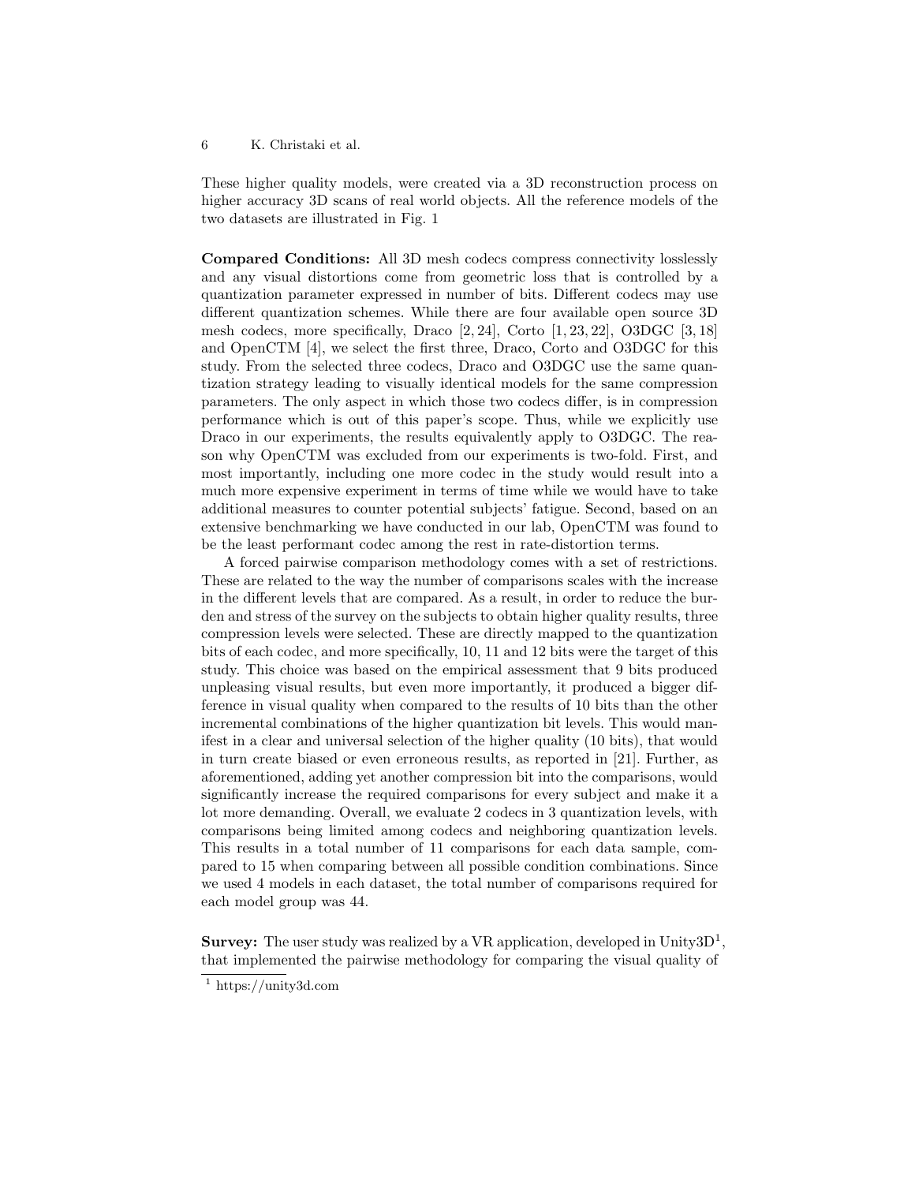These higher quality models, were created via a 3D reconstruction process on higher accuracy 3D scans of real world objects. All the reference models of the two datasets are illustrated in Fig. 1

**Compared Conditions:** All 3D mesh codecs compress connectivity losslessly and any visual distortions come from geometric loss that is controlled by a quantization parameter expressed in number of bits. Different codecs may use different quantization schemes. While there are four available open source 3D mesh codecs, more specifically, Draco [2, 24], Corto [1, 23, 22], O3DGC [3, 18] and OpenCTM [4], we select the first three, Draco, Corto and O3DGC for this study. From the selected three codecs, Draco and O3DGC use the same quantization strategy leading to visually identical models for the same compression parameters. The only aspect in which those two codecs differ, is in compression performance which is out of this paper's scope. Thus, while we explicitly use Draco in our experiments, the results equivalently apply to O3DGC. The reason why OpenCTM was excluded from our experiments is two-fold. First, and most importantly, including one more codec in the study would result into a much more expensive experiment in terms of time while we would have to take additional measures to counter potential subjects' fatigue. Second, based on an extensive benchmarking we have conducted in our lab, OpenCTM was found to be the least performant codec among the rest in rate-distortion terms.

A forced pairwise comparison methodology comes with a set of restrictions. These are related to the way the number of comparisons scales with the increase in the different levels that are compared. As a result, in order to reduce the burden and stress of the survey on the subjects to obtain higher quality results, three compression levels were selected. These are directly mapped to the quantization bits of each codec, and more specifically, 10, 11 and 12 bits were the target of this study. This choice was based on the empirical assessment that 9 bits produced unpleasing visual results, but even more importantly, it produced a bigger difference in visual quality when compared to the results of 10 bits than the other incremental combinations of the higher quantization bit levels. This would manifest in a clear and universal selection of the higher quality (10 bits), that would in turn create biased or even erroneous results, as reported in [21]. Further, as aforementioned, adding yet another compression bit into the comparisons, would significantly increase the required comparisons for every subject and make it a lot more demanding. Overall, we evaluate 2 codecs in 3 quantization levels, with comparisons being limited among codecs and neighboring quantization levels. This results in a total number of 11 comparisons for each data sample, compared to 15 when comparing between all possible condition combinations. Since we used 4 models in each dataset, the total number of comparisons required for each model group was 44.

**Survey:** The user study was realized by a VR application, developed in Unity3D[1], that implemented the pairwise methodology for comparing the visual quality of

[1] https://unity3d.com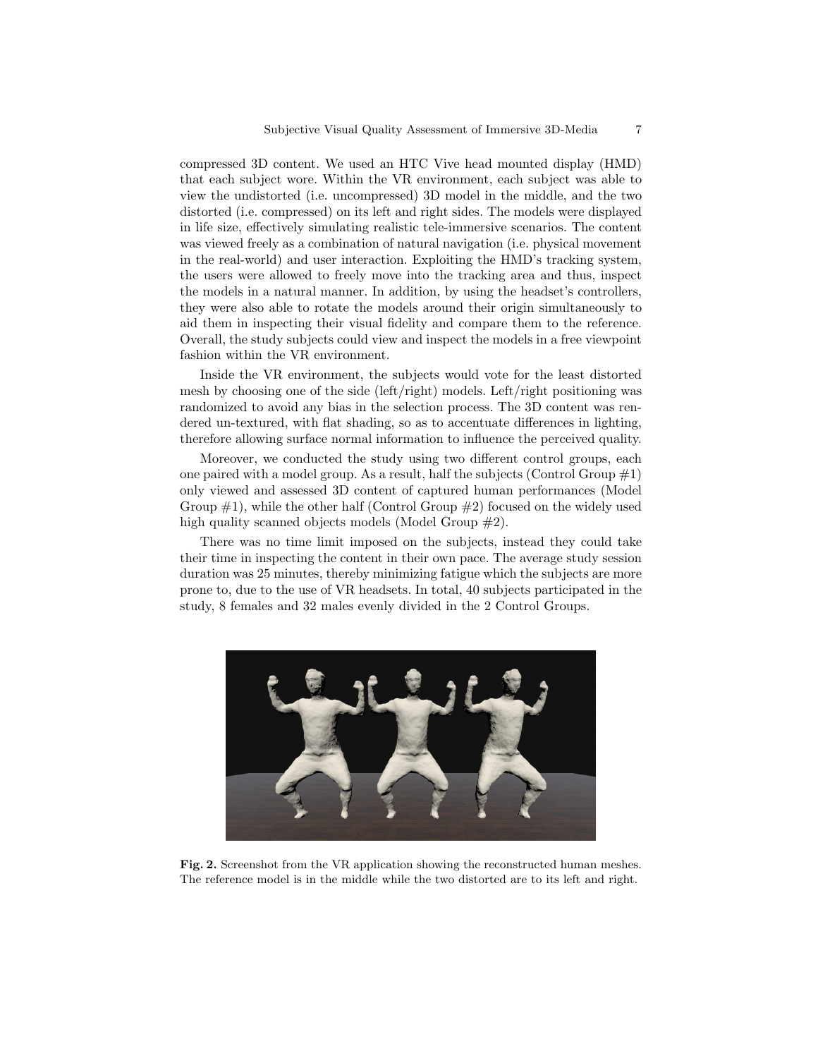compressed 3D content. We used an HTC Vive head mounted display (HMD) that each subject wore. Within the VR environment, each subject was able to view the undistorted (i.e. uncompressed) 3D model in the middle, and the two distorted (i.e. compressed) on its left and right sides. The models were displayed in life size, effectively simulating realistic tele-immersive scenarios. The content was viewed freely as a combination of natural navigation (i.e. physical movement in the real-world) and user interaction. Exploiting the HMD's tracking system, the users were allowed to freely move into the tracking area and thus, inspect the models in a natural manner. In addition, by using the headset's controllers, they were also able to rotate the models around their origin simultaneously to aid them in inspecting their visual fidelity and compare them to the reference. Overall, the study subjects could view and inspect the models in a free viewpoint fashion within the VR environment.

Inside the VR environment, the subjects would vote for the least distorted mesh by choosing one of the side (left/right) models. Left/right positioning was randomized to avoid any bias in the selection process. The 3D content was rendered un-textured, with flat shading, so as to accentuate differences in lighting, therefore allowing surface normal information to influence the perceived quality.

Moreover, we conducted the study using two different control groups, each one paired with a model group. As a result, half the subjects (Control Group #1) only viewed and assessed 3D content of captured human performances (Model Group #1), while the other half (Control Group #2) focused on the widely used high quality scanned objects models (Model Group #2).

There was no time limit imposed on the subjects, instead they could take their time in inspecting the content in their own pace. The average study session duration was 25 minutes, thereby minimizing fatigue which the subjects are more prone to, due to the use of VR headsets. In total, 40 subjects participated in the study, 8 females and 32 males evenly divided in the 2 Control Groups.

**Fig. 2.** Screenshot from the VR application showing the reconstructed human meshes. The reference model is in the middle while the two distorted are to its left and right.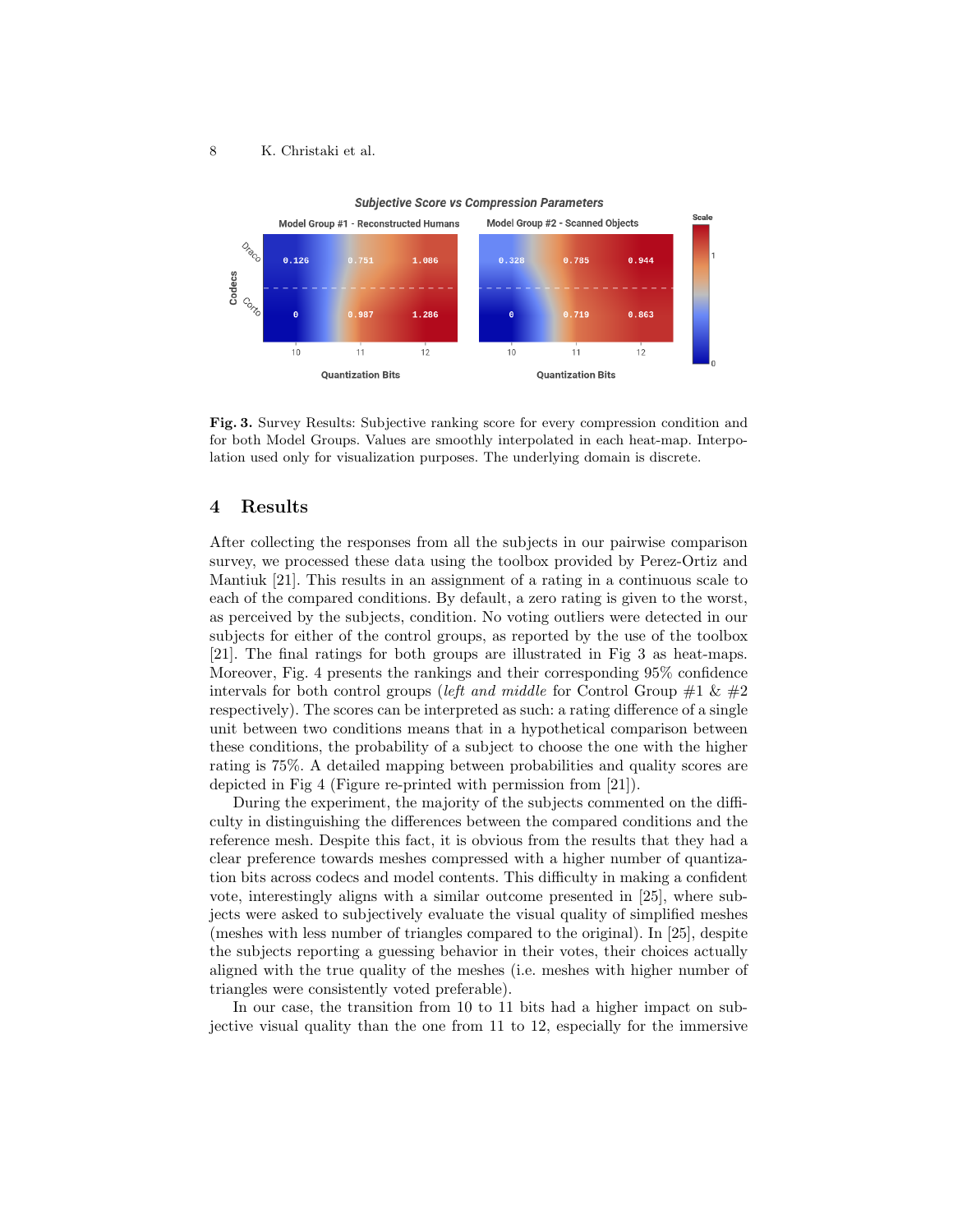Fig. 3. Survey Results: Subjective ranking score for every compression condition and for both Model Groups. Values are smoothly interpolated in each heat-map. Interpolation used only for visualization purposes. The underlying domain is discrete.

## 4 Results

After collecting the responses from all the subjects in our pairwise comparison survey, we processed these data using the toolbox provided by Perez-Ortiz and Mantiuk [21]. This results in an assignment of a rating in a continuous scale to each of the compared conditions. By default, a zero rating is given to the worst, as perceived by the subjects, condition. No voting outliers were detected in our subjects for either of the control groups, as reported by the use of the toolbox [21]. The final ratings for both groups are illustrated in Fig 3 as heat-maps. Moreover, Fig. 4 presents the rankings and their corresponding 95% confidence intervals for both control groups (*left and middle* for Control Group #1 & #2 respectively). The scores can be interpreted as such: a rating difference of a single unit between two conditions means that in a hypothetical comparison between these conditions, the probability of a subject to choose the one with the higher rating is 75%. A detailed mapping between probabilities and quality scores are depicted in Fig 4 (Figure re-printed with permission from [21]).

During the experiment, the majority of the subjects commented on the difficulty in distinguishing the differences between the compared conditions and the reference mesh. Despite this fact, it is obvious from the results that they had a clear preference towards meshes compressed with a higher number of quantization bits across codecs and model contents. This difficulty in making a confident vote, interestingly aligns with a similar outcome presented in [25], where subjects were asked to subjectively evaluate the visual quality of simplified meshes (meshes with less number of triangles compared to the original). In [25], despite the subjects reporting a guessing behavior in their votes, their choices actually aligned with the true quality of the meshes (i.e. meshes with higher number of triangles were consistently voted preferable).

In our case, the transition from 10 to 11 bits had a higher impact on subjective visual quality than the one from 11 to 12, especially for the immersive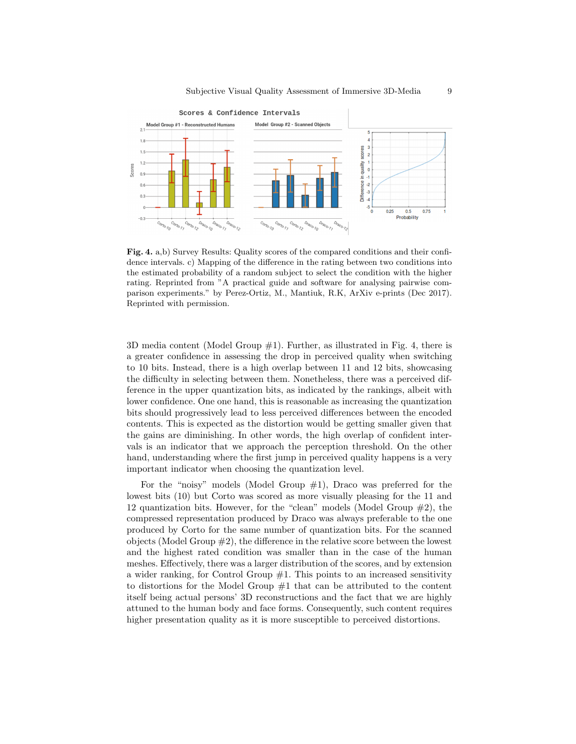**Fig. 4.** a,b) Survey Results: Quality scores of the compared conditions and their confidence intervals. c) Mapping of the difference in the rating between two conditions into the estimated probability of a random subject to select the condition with the higher rating. Reprinted from "A practical guide and software for analysing pairwise comparison experiments." by Perez-Ortiz, M., Mantiuk, R.K, ArXiv e-prints (Dec 2017). Reprinted with permission.

3D media content (Model Group #1). Further, as illustrated in Fig. 4, there is a greater confidence in assessing the drop in perceived quality when switching to 10 bits. Instead, there is a high overlap between 11 and 12 bits, showcasing the difficulty in selecting between them. Nonetheless, there was a perceived difference in the upper quantization bits, as indicated by the rankings, albeit with lower confidence. One one hand, this is reasonable as increasing the quantization bits should progressively lead to less perceived differences between the encoded contents. This is expected as the distortion would be getting smaller given that the gains are diminishing. In other words, the high overlap of confident intervals is an indicator that we approach the perception threshold. On the other hand, understanding where the first jump in perceived quality happens is a very important indicator when choosing the quantization level.

For the "noisy" models (Model Group #1), Draco was preferred for the lowest bits (10) but Corto was scored as more visually pleasing for the 11 and 12 quantization bits. However, for the "clean" models (Model Group #2), the compressed representation produced by Draco was always preferable to the one produced by Corto for the same number of quantization bits. For the scanned objects (Model Group #2), the difference in the relative score between the lowest and the highest rated condition was smaller than in the case of the human meshes. Effectively, there was a larger distribution of the scores, and by extension a wider ranking, for Control Group #1. This points to an increased sensitivity to distortions for the Model Group #1 that can be attributed to the content itself being actual persons' 3D reconstructions and the fact that we are highly attuned to the human body and face forms. Consequently, such content requires higher presentation quality as it is more susceptible to perceived distortions.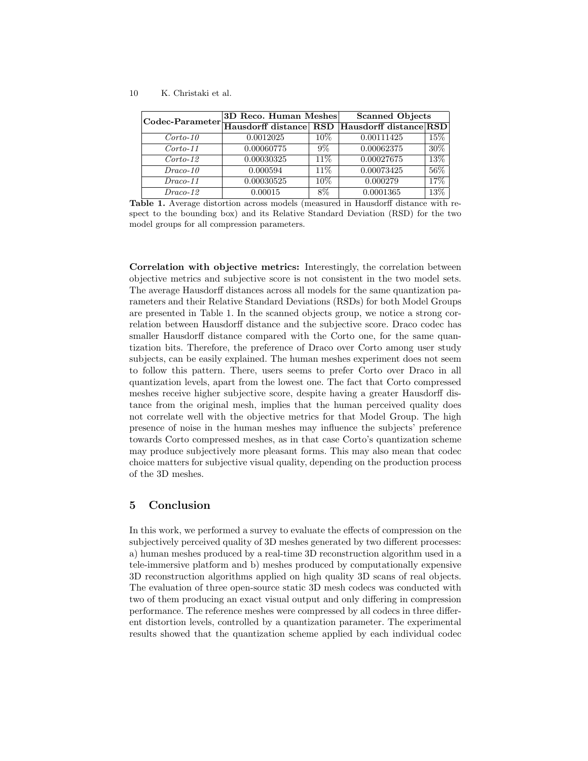| Codec-Parameter | 3D Reco. Human Meshes | | Scanned Objects | |
|---|---|---|---|---|
| | **Hausdorff distance** | **RSD** | **Hausdorff distance** | **RSD** |
| *Corto-10* | 0.0012025 | 10% | 0.00111425 | 15% |
| *Corto-11* | 0.00060775 | 9% | 0.00062375 | 30% |
| *Corto-12* | 0.00030325 | 11% | 0.00027675 | 13% |
| *Draco-10* | 0.000594 | 11% | 0.00073425 | 56% |
| *Draco-11* | 0.00030525 | 10% | 0.000279 | 17% |
| *Draco-12* | 0.00015 | 8% | 0.0001365 | 13% |

**Table 1.** Average distortion across models (measured in Hausdorff distance with respect to the bounding box) and its Relative Standard Deviation (RSD) for the two model groups for all compression parameters.

**Correlation with objective metrics:** Interestingly, the correlation between objective metrics and subjective score is not consistent in the two model sets. The average Hausdorff distances across all models for the same quantization parameters and their Relative Standard Deviations (RSDs) for both Model Groups are presented in Table 1. In the scanned objects group, we notice a strong correlation between Hausdorff distance and the subjective score. Draco codec has smaller Hausdorff distance compared with the Corto one, for the same quantization bits. Therefore, the preference of Draco over Corto among user study subjects, can be easily explained. The human meshes experiment does not seem to follow this pattern. There, users seems to prefer Corto over Draco in all quantization levels, apart from the lowest one. The fact that Corto compressed meshes receive higher subjective score, despite having a greater Hausdorff distance from the original mesh, implies that the human perceived quality does not correlate well with the objective metrics for that Model Group. The high presence of noise in the human meshes may influence the subjects' preference towards Corto compressed meshes, as in that case Corto's quantization scheme may produce subjectively more pleasant forms. This may also mean that codec choice matters for subjective visual quality, depending on the production process of the 3D meshes.

## 5 Conclusion

In this work, we performed a survey to evaluate the effects of compression on the subjectively perceived quality of 3D meshes generated by two different processes: a) human meshes produced by a real-time 3D reconstruction algorithm used in a tele-immersive platform and b) meshes produced by computationally expensive 3D reconstruction algorithms applied on high quality 3D scans of real objects. The evaluation of three open-source static 3D mesh codecs was conducted with two of them producing an exact visual output and only differing in compression performance. The reference meshes were compressed by all codecs in three different distortion levels, controlled by a quantization parameter. The experimental results showed that the quantization scheme applied by each individual codec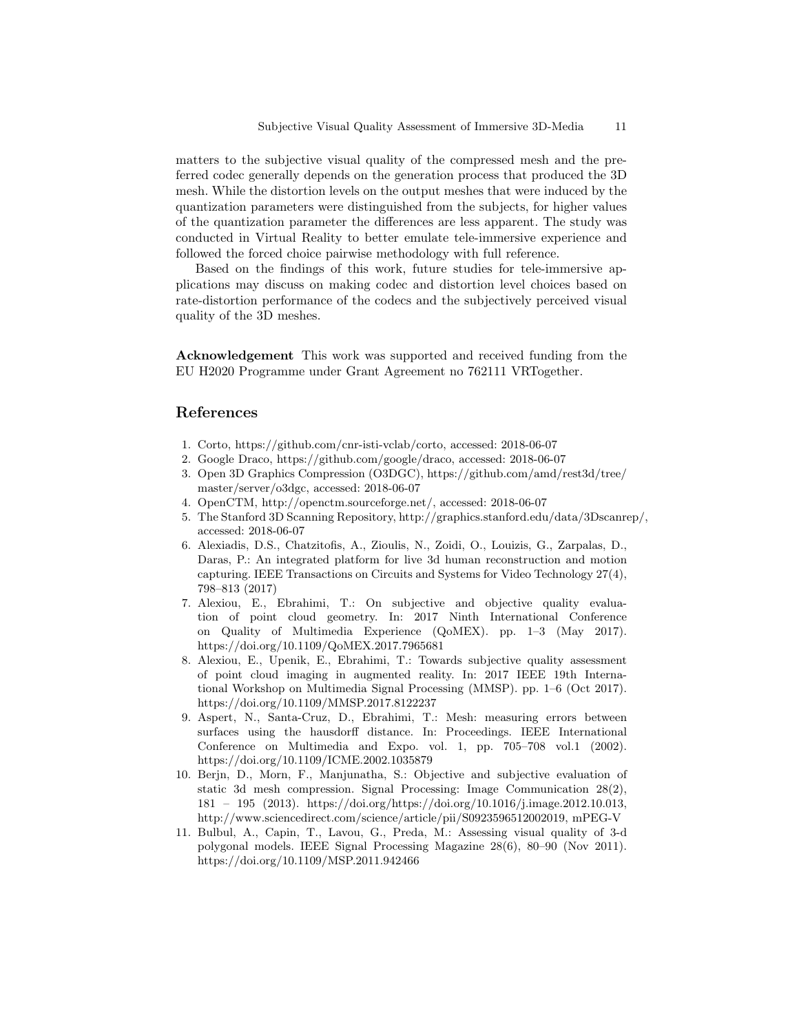matters to the subjective visual quality of the compressed mesh and the preferred codec generally depends on the generation process that produced the 3D mesh. While the distortion levels on the output meshes that were induced by the quantization parameters were distinguished from the subjects, for higher values of the quantization parameter the differences are less apparent. The study was conducted in Virtual Reality to better emulate tele-immersive experience and followed the forced choice pairwise methodology with full reference.

Based on the findings of this work, future studies for tele-immersive applications may discuss on making codec and distortion level choices based on rate-distortion performance of the codecs and the subjectively perceived visual quality of the 3D meshes.

**Acknowledgement** This work was supported and received funding from the EU H2020 Programme under Grant Agreement no 762111 VRTogether.

## References

1. Corto, https://github.com/cnr-isti-vclab/corto, accessed: 2018-06-07
2. Google Draco, https://github.com/google/draco, accessed: 2018-06-07
3. Open 3D Graphics Compression (O3DGC), https://github.com/amd/rest3d/tree/master/server/o3dgc, accessed: 2018-06-07
4. OpenCTM, http://openctm.sourceforge.net/, accessed: 2018-06-07
5. The Stanford 3D Scanning Repository, http://graphics.stanford.edu/data/3Dscanrep/, accessed: 2018-06-07
6. Alexiadis, D.S., Chatzitofis, A., Zioulis, N., Zoidi, O., Louizis, G., Zarpalas, D., Daras, P.: An integrated platform for live 3d human reconstruction and motion capturing. IEEE Transactions on Circuits and Systems for Video Technology 27(4), 798–813 (2017)
7. Alexiou, E., Ebrahimi, T.: On subjective and objective quality evaluation of point cloud geometry. In: 2017 Ninth International Conference on Quality of Multimedia Experience (QoMEX). pp. 1–3 (May 2017). https://doi.org/10.1109/QoMEX.2017.7965681
8. Alexiou, E., Upenik, E., Ebrahimi, T.: Towards subjective quality assessment of point cloud imaging in augmented reality. In: 2017 IEEE 19th International Workshop on Multimedia Signal Processing (MMSP). pp. 1–6 (Oct 2017). https://doi.org/10.1109/MMSP.2017.8122237
9. Aspert, N., Santa-Cruz, D., Ebrahimi, T.: Mesh: measuring errors between surfaces using the hausdorff distance. In: Proceedings. IEEE International Conference on Multimedia and Expo. vol. 1, pp. 705–708 vol.1 (2002). https://doi.org/10.1109/ICME.2002.1035879
10. Berjn, D., Morn, F., Manjunatha, S.: Objective and subjective evaluation of static 3d mesh compression. Signal Processing: Image Communication 28(2), 181 – 195 (2013). https://doi.org/https://doi.org/10.1016/j.image.2012.10.013, http://www.sciencedirect.com/science/article/pii/S0923596512002019, mPEG-V
11. Bulbul, A., Capin, T., Lavou, G., Preda, M.: Assessing visual quality of 3-d polygonal models. IEEE Signal Processing Magazine 28(6), 80–90 (Nov 2011). https://doi.org/10.1109/MSP.2011.942466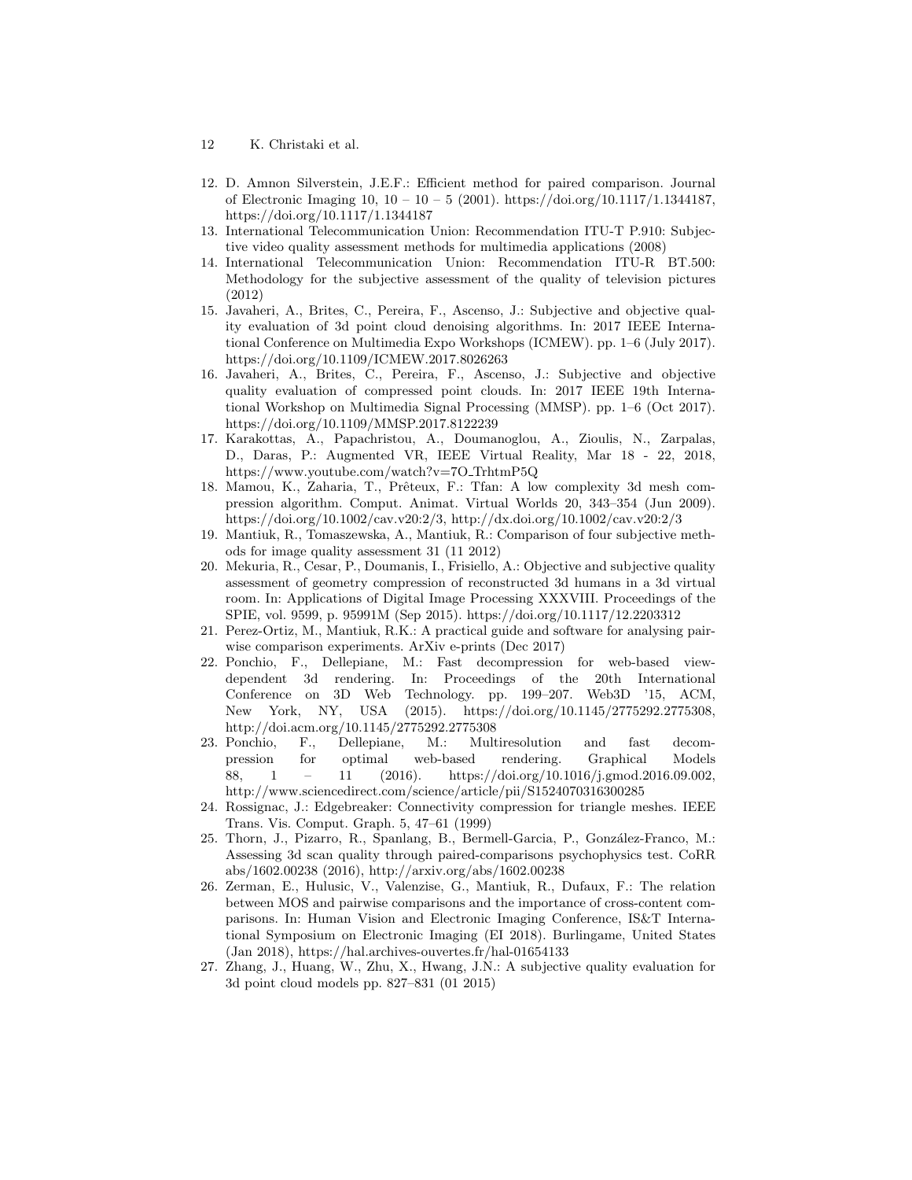12. D. Amnon Silverstein, J.E.F.: Efficient method for paired comparison. Journal of Electronic Imaging 10, 10 – 10 – 5 (2001). https://doi.org/10.1117/1.1344187, https://doi.org/10.1117/1.1344187
13. International Telecommunication Union: Recommendation ITU-T P.910: Subjective video quality assessment methods for multimedia applications (2008)
14. International Telecommunication Union: Recommendation ITU-R BT.500: Methodology for the subjective assessment of the quality of television pictures (2012)
15. Javaheri, A., Brites, C., Pereira, F., Ascenso, J.: Subjective and objective quality evaluation of 3d point cloud denoising algorithms. In: 2017 IEEE International Conference on Multimedia Expo Workshops (ICMEW). pp. 1–6 (July 2017). https://doi.org/10.1109/ICMEW.2017.8026263
16. Javaheri, A., Brites, C., Pereira, F., Ascenso, J.: Subjective and objective quality evaluation of compressed point clouds. In: 2017 IEEE 19th International Workshop on Multimedia Signal Processing (MMSP). pp. 1–6 (Oct 2017). https://doi.org/10.1109/MMSP.2017.8122239
17. Karakottas, A., Papachristou, A., Doumanoglou, A., Zioulis, N., Zarpalas, D., Daras, P.: Augmented VR, IEEE Virtual Reality, Mar 18 - 22, 2018, https://www.youtube.com/watch?v=7O_TrhtmP5Q
18. Mamou, K., Zaharia, T., Prêteux, F.: Tfan: A low complexity 3d mesh compression algorithm. Comput. Animat. Virtual Worlds 20, 343–354 (Jun 2009). https://doi.org/10.1002/cav.v20:2/3, http://dx.doi.org/10.1002/cav.v20:2/3
19. Mantiuk, R., Tomaszewska, A., Mantiuk, R.: Comparison of four subjective methods for image quality assessment 31 (11 2012)
20. Mekuria, R., Cesar, P., Doumanis, I., Frisiello, A.: Objective and subjective quality assessment of geometry compression of reconstructed 3d humans in a 3d virtual room. In: Applications of Digital Image Processing XXXVIII. Proceedings of the SPIE, vol. 9599, p. 95991M (Sep 2015). https://doi.org/10.1117/12.2203312
21. Perez-Ortiz, M., Mantiuk, R.K.: A practical guide and software for analysing pairwise comparison experiments. ArXiv e-prints (Dec 2017)
22. Ponchio, F., Dellepiane, M.: Fast decompression for web-based view-dependent 3d rendering. In: Proceedings of the 20th International Conference on 3D Web Technology. pp. 199–207. Web3D '15, ACM, New York, NY, USA (2015). https://doi.org/10.1145/2775292.2775308, http://doi.acm.org/10.1145/2775292.2775308
23. Ponchio, F., Dellepiane, M.: Multiresolution and fast decompression for optimal web-based rendering. Graphical Models 88, 1 – 11 (2016). https://doi.org/10.1016/j.gmod.2016.09.002, http://www.sciencedirect.com/science/article/pii/S1524070316300285
24. Rossignac, J.: Edgebreaker: Connectivity compression for triangle meshes. IEEE Trans. Vis. Comput. Graph. 5, 47–61 (1999)
25. Thorn, J., Pizarro, R., Spanlang, B., Bermell-Garcia, P., González-Franco, M.: Assessing 3d scan quality through paired-comparisons psychophysics test. CoRR abs/1602.00238 (2016), http://arxiv.org/abs/1602.00238
26. Zerman, E., Hulusic, V., Valenzise, G., Mantiuk, R., Dufaux, F.: The relation between MOS and pairwise comparisons and the importance of cross-content comparisons. In: Human Vision and Electronic Imaging Conference, IS&T International Symposium on Electronic Imaging (EI 2018). Burlingame, United States (Jan 2018), https://hal.archives-ouvertes.fr/hal-01654133
27. Zhang, J., Huang, W., Zhu, X., Hwang, J.N.: A subjective quality evaluation for 3d point cloud models pp. 827–831 (01 2015)